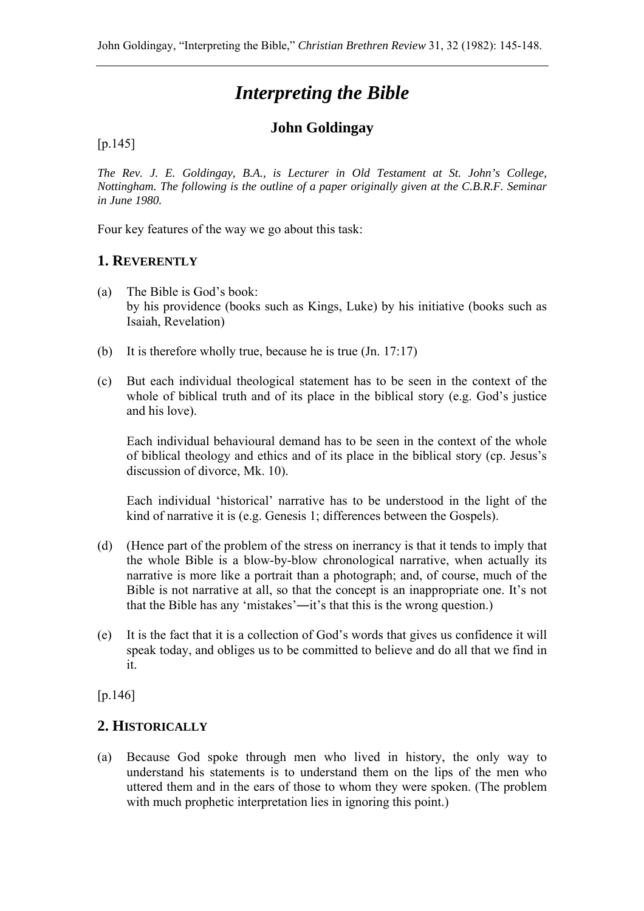# *Interpreting the Bible*

## John Goldingay

[p.145]

*The Rev. J. E. Goldingay, B.A., is Lecturer in Old Testament at St. John's College, Nottingham. The following is the outline of a paper originally given at the C.B.R.F. Seminar in June 1980.*

Four key features of the way we go about this task:

### 1. REVERENTLY

(a) The Bible is God's book:
by his providence (books such as Kings, Luke) by his initiative (books such as Isaiah, Revelation)

(b) It is therefore wholly true, because he is true (Jn. 17:17)

(c) But each individual theological statement has to be seen in the context of the whole of biblical truth and of its place in the biblical story (e.g. God's justice and his love).

Each individual behavioural demand has to be seen in the context of the whole of biblical theology and ethics and of its place in the biblical story (cp. Jesus's discussion of divorce, Mk. 10).

Each individual 'historical' narrative has to be understood in the light of the kind of narrative it is (e.g. Genesis 1; differences between the Gospels).

(d) (Hence part of the problem of the stress on inerrancy is that it tends to imply that the whole Bible is a blow-by-blow chronological narrative, when actually its narrative is more like a portrait than a photograph; and, of course, much of the Bible is not narrative at all, so that the concept is an inappropriate one. It's not that the Bible has any 'mistakes'—it's that this is the wrong question.)

(e) It is the fact that it is a collection of God's words that gives us confidence it will speak today, and obliges us to be committed to believe and do all that we find in it.

[p.146]

### 2. HISTORICALLY

(a) Because God spoke through men who lived in history, the only way to understand his statements is to understand them on the lips of the men who uttered them and in the ears of those to whom they were spoken. (The problem with much prophetic interpretation lies in ignoring this point.)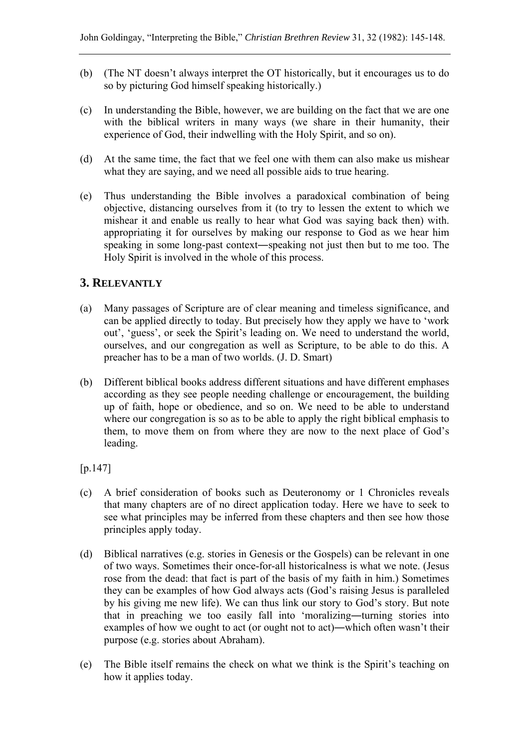(b) (The NT doesn't always interpret the OT historically, but it encourages us to do so by picturing God himself speaking historically.)

(c) In understanding the Bible, however, we are building on the fact that we are one with the biblical writers in many ways (we share in their humanity, their experience of God, their indwelling with the Holy Spirit, and so on).

(d) At the same time, the fact that we feel one with them can also make us mishear what they are saying, and we need all possible aids to true hearing.

(e) Thus understanding the Bible involves a paradoxical combination of being objective, distancing ourselves from it (to try to lessen the extent to which we mishear it and enable us really to hear what God was saying back then) with. appropriating it for ourselves by making our response to God as we hear him speaking in some long-past context―speaking not just then but to me too. The Holy Spirit is involved in the whole of this process.

## 3. RELEVANTLY

(a) Many passages of Scripture are of clear meaning and timeless significance, and can be applied directly to today. But precisely how they apply we have to 'work out', 'guess', or seek the Spirit's leading on. We need to understand the world, ourselves, and our congregation as well as Scripture, to be able to do this. A preacher has to be a man of two worlds. (J. D. Smart)

(b) Different biblical books address different situations and have different emphases according as they see people needing challenge or encouragement, the building up of faith, hope or obedience, and so on. We need to be able to understand where our congregation is so as to be able to apply the right biblical emphasis to them, to move them on from where they are now to the next place of God's leading.

[p.147]

(c) A brief consideration of books such as Deuteronomy or 1 Chronicles reveals that many chapters are of no direct application today. Here we have to seek to see what principles may be inferred from these chapters and then see how those principles apply today.

(d) Biblical narratives (e.g. stories in Genesis or the Gospels) can be relevant in one of two ways. Sometimes their once-for-all historicalness is what we note. (Jesus rose from the dead: that fact is part of the basis of my faith in him.) Sometimes they can be examples of how God always acts (God's raising Jesus is paralleled by his giving me new life). We can thus link our story to God's story. But note that in preaching we too easily fall into 'moralizing―turning stories into examples of how we ought to act (or ought not to act)―which often wasn't their purpose (e.g. stories about Abraham).

(e) The Bible itself remains the check on what we think is the Spirit's teaching on how it applies today.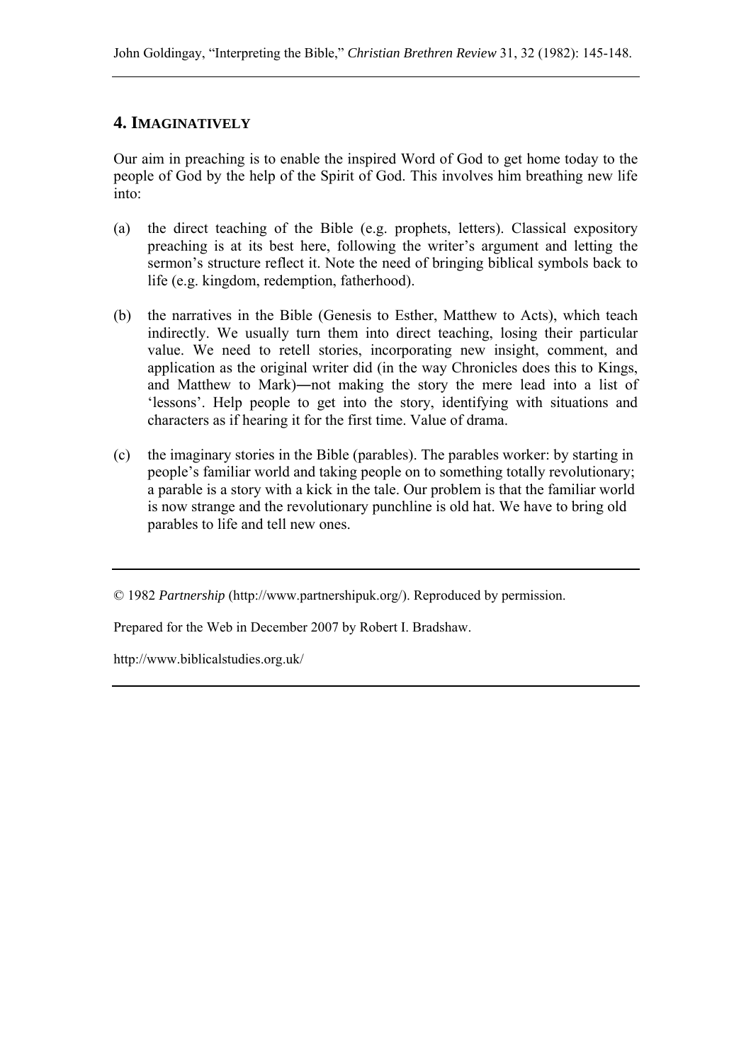## 4. IMAGINATIVELY

Our aim in preaching is to enable the inspired Word of God to get home today to the people of God by the help of the Spirit of God. This involves him breathing new life into:

(a) the direct teaching of the Bible (e.g. prophets, letters). Classical expository preaching is at its best here, following the writer's argument and letting the sermon's structure reflect it. Note the need of bringing biblical symbols back to life (e.g. kingdom, redemption, fatherhood).

(b) the narratives in the Bible (Genesis to Esther, Matthew to Acts), which teach indirectly. We usually turn them into direct teaching, losing their particular value. We need to retell stories, incorporating new insight, comment, and application as the original writer did (in the way Chronicles does this to Kings, and Matthew to Mark)—not making the story the mere lead into a list of 'lessons'. Help people to get into the story, identifying with situations and characters as if hearing it for the first time. Value of drama.

(c) the imaginary stories in the Bible (parables). The parables worker: by starting in people's familiar world and taking people on to something totally revolutionary; a parable is a story with a kick in the tale. Our problem is that the familiar world is now strange and the revolutionary punchline is old hat. We have to bring old parables to life and tell new ones.

---

© 1982 *Partnership* (http://www.partnershipuk.org/). Reproduced by permission.

Prepared for the Web in December 2007 by Robert I. Bradshaw.

http://www.biblicalstudies.org.uk/